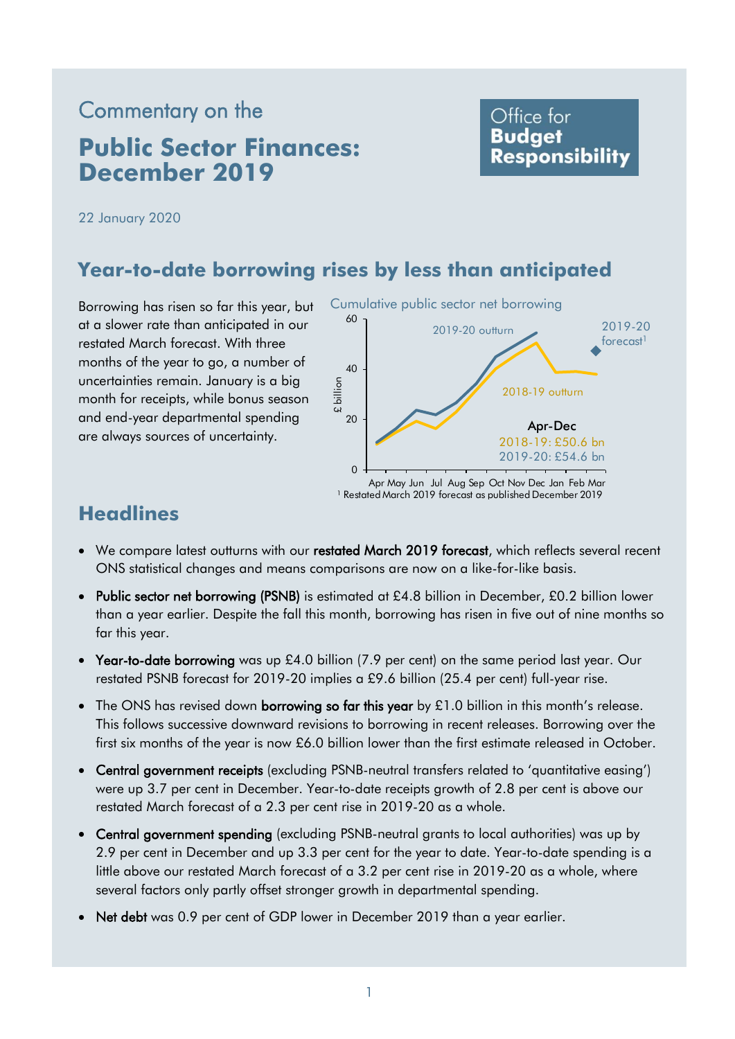# Commentary on the

# Public Sector Finances: December 2019

Office for **Budget Responsibility**

22 January 2020

## Year-to-date borrowing rises by less than anticipated

Borrowing has risen so far this year, but at a slower rate than anticipated in our restated March forecast. With three months of the year to go, a number of uncertainties remain. January is a big month for receipts, while bonus season and end-year departmental spending are always sources of uncertainty.

Cumulative public sector net borrowing

Apr-Dec
2018-19: £50.6 bn
2019-20: £54.6 bn

[1] Restated March 2019 forecast as published December 2019

## Headlines

- We compare latest outturns with our **restated March 2019 forecast**, which reflects several recent ONS statistical changes and means comparisons are now on a like-for-like basis.
- **Public sector net borrowing (PSNB)** is estimated at £4.8 billion in December, £0.2 billion lower than a year earlier. Despite the fall this month, borrowing has risen in five out of nine months so far this year.
- **Year-to-date borrowing** was up £4.0 billion (7.9 per cent) on the same period last year. Our restated PSNB forecast for 2019-20 implies a £9.6 billion (25.4 per cent) full-year rise.
- The ONS has revised down **borrowing so far this year** by £1.0 billion in this month's release. This follows successive downward revisions to borrowing in recent releases. Borrowing over the first six months of the year is now £6.0 billion lower than the first estimate released in October.
- **Central government receipts** (excluding PSNB-neutral transfers related to 'quantitative easing') were up 3.7 per cent in December. Year-to-date receipts growth of 2.8 per cent is above our restated March forecast of a 2.3 per cent rise in 2019-20 as a whole.
- **Central government spending** (excluding PSNB-neutral grants to local authorities) was up by 2.9 per cent in December and up 3.3 per cent for the year to date. Year-to-date spending is a little above our restated March forecast of a 3.2 per cent rise in 2019-20 as a whole, where several factors only partly offset stronger growth in departmental spending.
- **Net debt** was 0.9 per cent of GDP lower in December 2019 than a year earlier.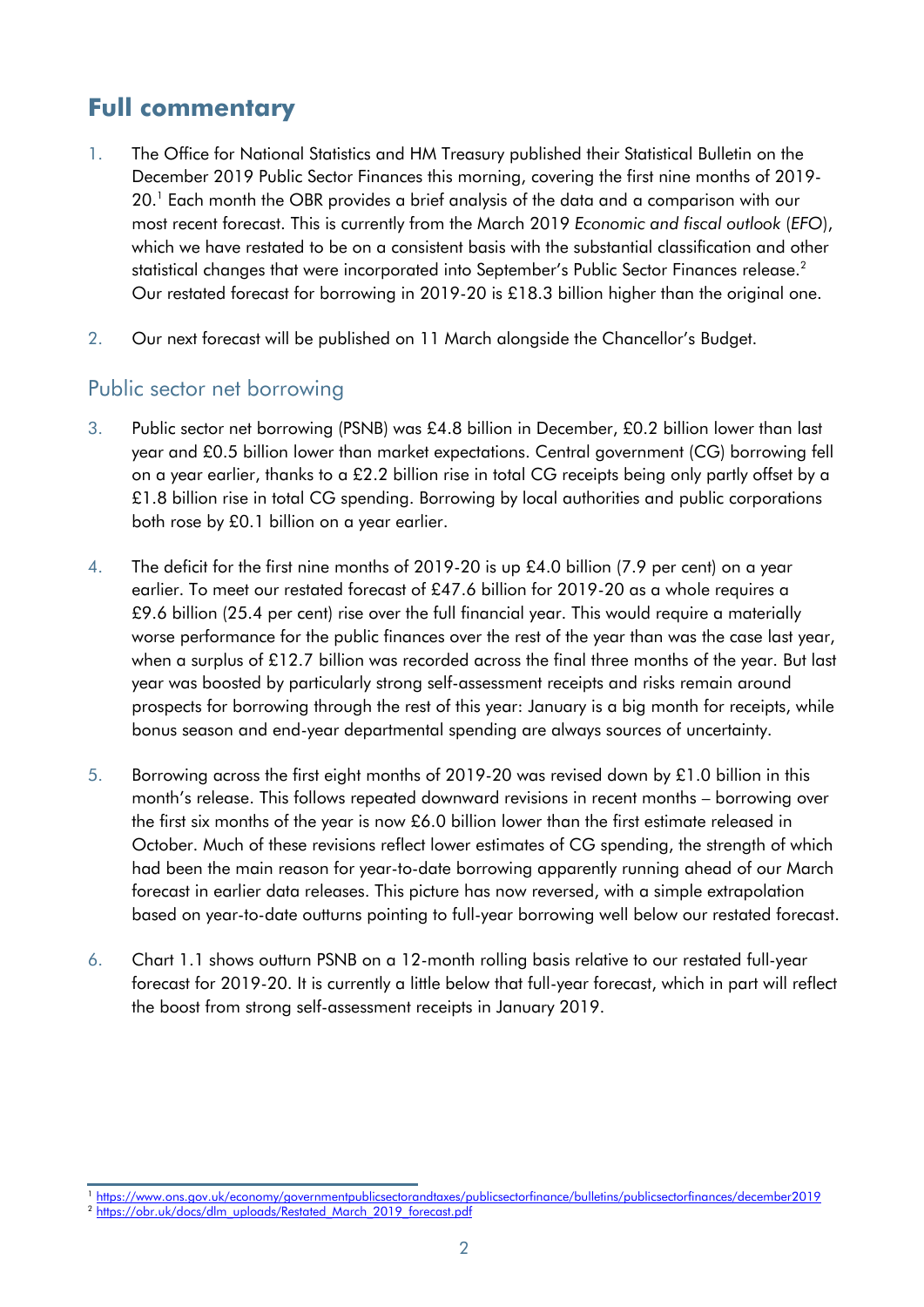# Full commentary

1. The Office for National Statistics and HM Treasury published their Statistical Bulletin on the December 2019 Public Sector Finances this morning, covering the first nine months of 2019-20.[1] Each month the OBR provides a brief analysis of the data and a comparison with our most recent forecast. This is currently from the March 2019 *Economic and fiscal outlook* (*EFO*), which we have restated to be on a consistent basis with the substantial classification and other statistical changes that were incorporated into September's Public Sector Finances release.[2] Our restated forecast for borrowing in 2019-20 is £18.3 billion higher than the original one.

2. Our next forecast will be published on 11 March alongside the Chancellor's Budget.

## Public sector net borrowing

3. Public sector net borrowing (PSNB) was £4.8 billion in December, £0.2 billion lower than last year and £0.5 billion lower than market expectations. Central government (CG) borrowing fell on a year earlier, thanks to a £2.2 billion rise in total CG receipts being only partly offset by a £1.8 billion rise in total CG spending. Borrowing by local authorities and public corporations both rose by £0.1 billion on a year earlier.

4. The deficit for the first nine months of 2019-20 is up £4.0 billion (7.9 per cent) on a year earlier. To meet our restated forecast of £47.6 billion for 2019-20 as a whole requires a £9.6 billion (25.4 per cent) rise over the full financial year. This would require a materially worse performance for the public finances over the rest of the year than was the case last year, when a surplus of £12.7 billion was recorded across the final three months of the year. But last year was boosted by particularly strong self-assessment receipts and risks remain around prospects for borrowing through the rest of this year: January is a big month for receipts, while bonus season and end-year departmental spending are always sources of uncertainty.

5. Borrowing across the first eight months of 2019-20 was revised down by £1.0 billion in this month's release. This follows repeated downward revisions in recent months – borrowing over the first six months of the year is now £6.0 billion lower than the first estimate released in October. Much of these revisions reflect lower estimates of CG spending, the strength of which had been the main reason for year-to-date borrowing apparently running ahead of our March forecast in earlier data releases. This picture has now reversed, with a simple extrapolation based on year-to-date outturns pointing to full-year borrowing well below our restated forecast.

6. Chart 1.1 shows outturn PSNB on a 12-month rolling basis relative to our restated full-year forecast for 2019-20. It is currently a little below that full-year forecast, which in part will reflect the boost from strong self-assessment receipts in January 2019.

[1] https://www.ons.gov.uk/economy/governmentpublicsectorandtaxes/publicsectorfinance/bulletins/publicsectorfinances/december2019

[2] https://obr.uk/docs/dlm_uploads/Restated_March_2019_forecast.pdf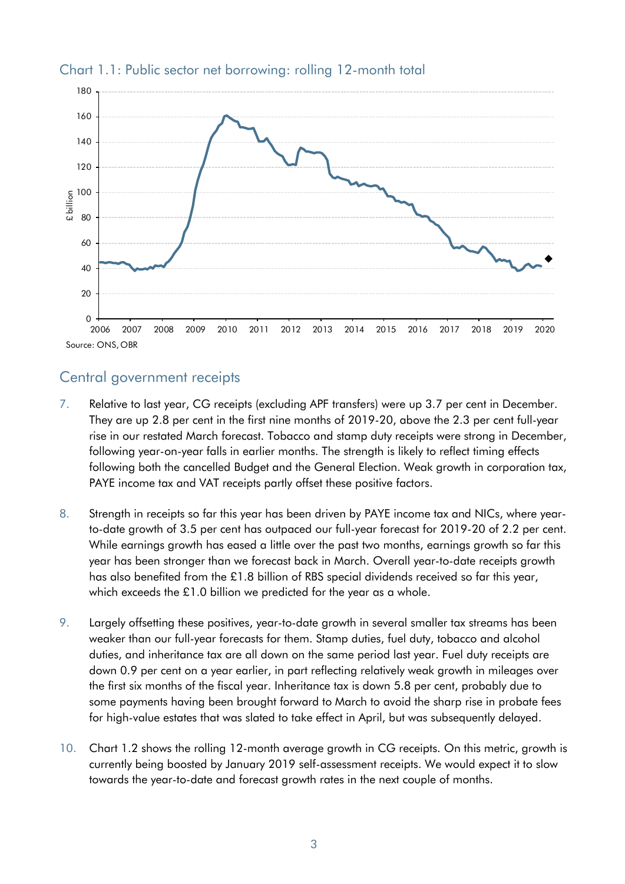Chart 1.1: Public sector net borrowing: rolling 12-month total

Source: ONS, OBR

## Central government receipts

7. Relative to last year, CG receipts (excluding APF transfers) were up 3.7 per cent in December. They are up 2.8 per cent in the first nine months of 2019-20, above the 2.3 per cent full-year rise in our restated March forecast. Tobacco and stamp duty receipts were strong in December, following year-on-year falls in earlier months. The strength is likely to reflect timing effects following both the cancelled Budget and the General Election. Weak growth in corporation tax, PAYE income tax and VAT receipts partly offset these positive factors.

8. Strength in receipts so far this year has been driven by PAYE income tax and NICs, where year-to-date growth of 3.5 per cent has outpaced our full-year forecast for 2019-20 of 2.2 per cent. While earnings growth has eased a little over the past two months, earnings growth so far this year has been stronger than we forecast back in March. Overall year-to-date receipts growth has also benefited from the £1.8 billion of RBS special dividends received so far this year, which exceeds the £1.0 billion we predicted for the year as a whole.

9. Largely offsetting these positives, year-to-date growth in several smaller tax streams has been weaker than our full-year forecasts for them. Stamp duties, fuel duty, tobacco and alcohol duties, and inheritance tax are all down on the same period last year. Fuel duty receipts are down 0.9 per cent on a year earlier, in part reflecting relatively weak growth in mileages over the first six months of the fiscal year. Inheritance tax is down 5.8 per cent, probably due to some payments having been brought forward to March to avoid the sharp rise in probate fees for high-value estates that was slated to take effect in April, but was subsequently delayed.

10. Chart 1.2 shows the rolling 12-month average growth in CG receipts. On this metric, growth is currently being boosted by January 2019 self-assessment receipts. We would expect it to slow towards the year-to-date and forecast growth rates in the next couple of months.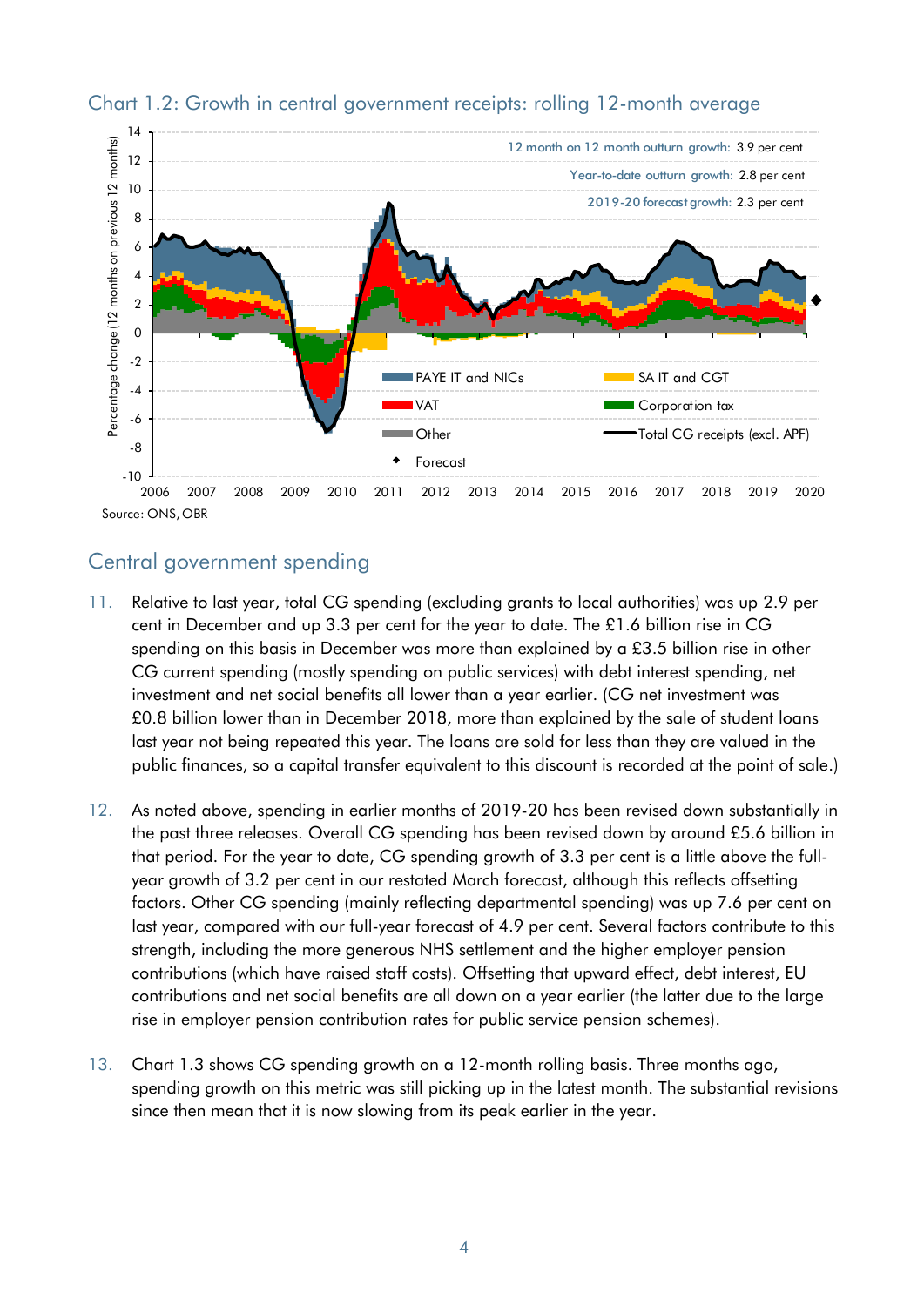Chart 1.2: Growth in central government receipts: rolling 12-month average

Source: ONS, OBR

## Central government spending

11. Relative to last year, total CG spending (excluding grants to local authorities) was up 2.9 per cent in December and up 3.3 per cent for the year to date. The £1.6 billion rise in CG spending on this basis in December was more than explained by a £3.5 billion rise in other CG current spending (mostly spending on public services) with debt interest spending, net investment and net social benefits all lower than a year earlier. (CG net investment was £0.8 billion lower than in December 2018, more than explained by the sale of student loans last year not being repeated this year. The loans are sold for less than they are valued in the public finances, so a capital transfer equivalent to this discount is recorded at the point of sale.)

12. As noted above, spending in earlier months of 2019-20 has been revised down substantially in the past three releases. Overall CG spending has been revised down by around £5.6 billion in that period. For the year to date, CG spending growth of 3.3 per cent is a little above the full-year growth of 3.2 per cent in our restated March forecast, although this reflects offsetting factors. Other CG spending (mainly reflecting departmental spending) was up 7.6 per cent on last year, compared with our full-year forecast of 4.9 per cent. Several factors contribute to this strength, including the more generous NHS settlement and the higher employer pension contributions (which have raised staff costs). Offsetting that upward effect, debt interest, EU contributions and net social benefits are all down on a year earlier (the latter due to the large rise in employer pension contribution rates for public service pension schemes).

13. Chart 1.3 shows CG spending growth on a 12-month rolling basis. Three months ago, spending growth on this metric was still picking up in the latest month. The substantial revisions since then mean that it is now slowing from its peak earlier in the year.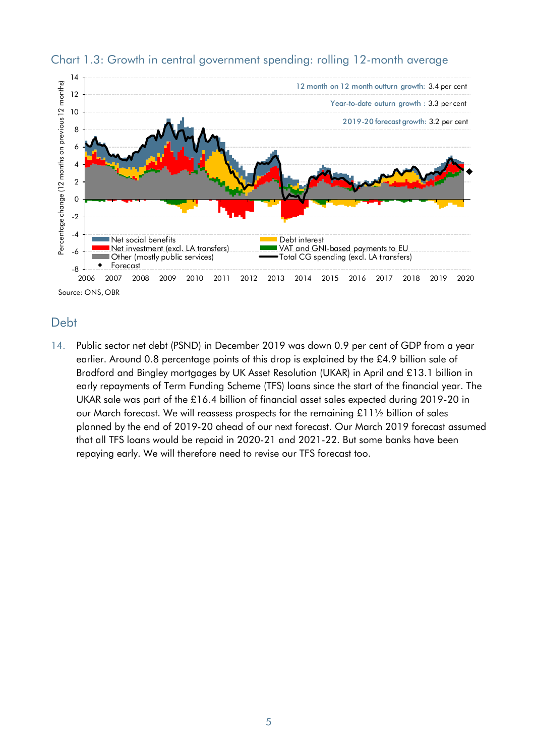Chart 1.3: Growth in central government spending: rolling 12-month average

Source: ONS, OBR

## Debt

14. Public sector net debt (PSND) in December 2019 was down 0.9 per cent of GDP from a year earlier. Around 0.8 percentage points of this drop is explained by the £4.9 billion sale of Bradford and Bingley mortgages by UK Asset Resolution (UKAR) in April and £13.1 billion in early repayments of Term Funding Scheme (TFS) loans since the start of the financial year. The UKAR sale was part of the £16.4 billion of financial asset sales expected during 2019-20 in our March forecast. We will reassess prospects for the remaining £11½ billion of sales planned by the end of 2019-20 ahead of our next forecast. Our March 2019 forecast assumed that all TFS loans would be repaid in 2020-21 and 2021-22. But some banks have been repaying early. We will therefore need to revise our TFS forecast too.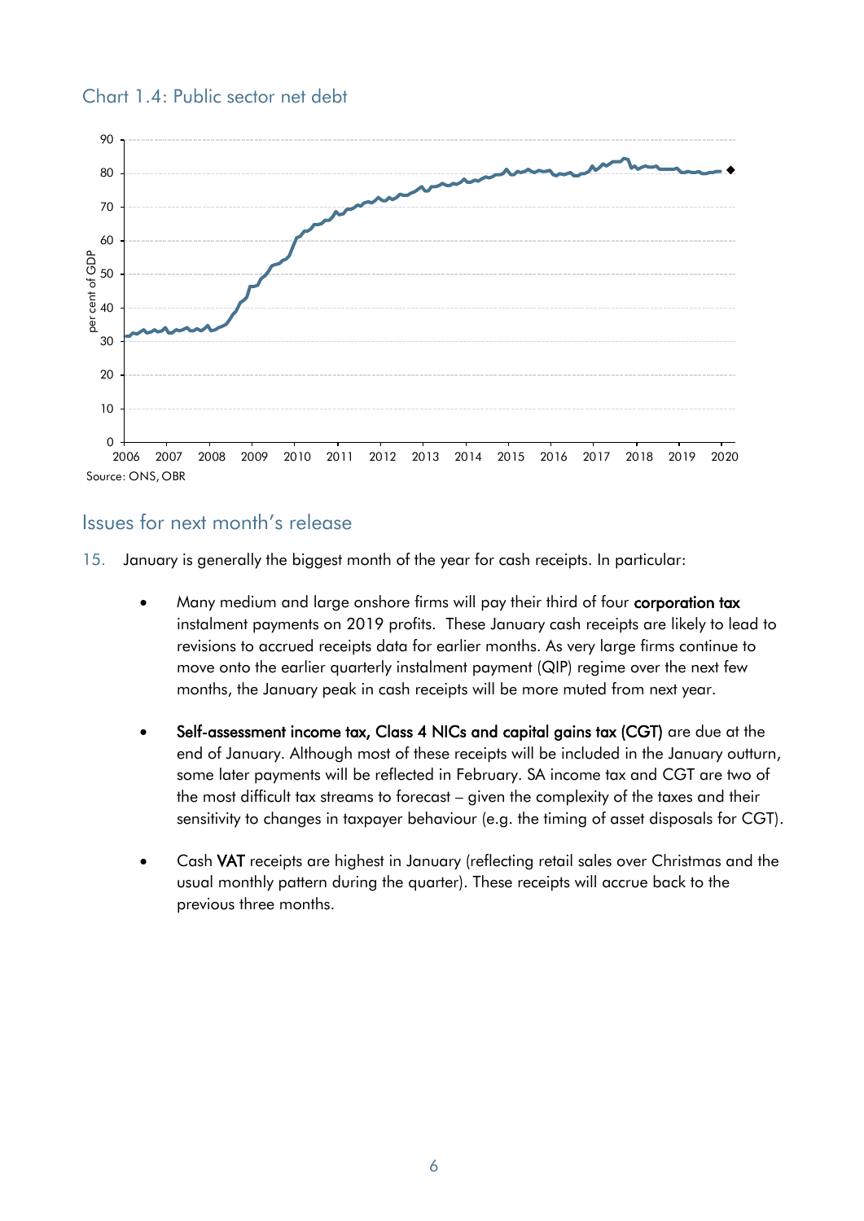## Chart 1.4: Public sector net debt

Source: ONS, OBR

## Issues for next month's release

15. January is generally the biggest month of the year for cash receipts. In particular:

- Many medium and large onshore firms will pay their third of four **corporation tax** instalment payments on 2019 profits. These January cash receipts are likely to lead to revisions to accrued receipts data for earlier months. As very large firms continue to move onto the earlier quarterly instalment payment (QIP) regime over the next few months, the January peak in cash receipts will be more muted from next year.

- **Self-assessment income tax, Class 4 NICs and capital gains tax (CGT)** are due at the end of January. Although most of these receipts will be included in the January outturn, some later payments will be reflected in February. SA income tax and CGT are two of the most difficult tax streams to forecast – given the complexity of the taxes and their sensitivity to changes in taxpayer behaviour (e.g. the timing of asset disposals for CGT).

- Cash **VAT** receipts are highest in January (reflecting retail sales over Christmas and the usual monthly pattern during the quarter). These receipts will accrue back to the previous three months.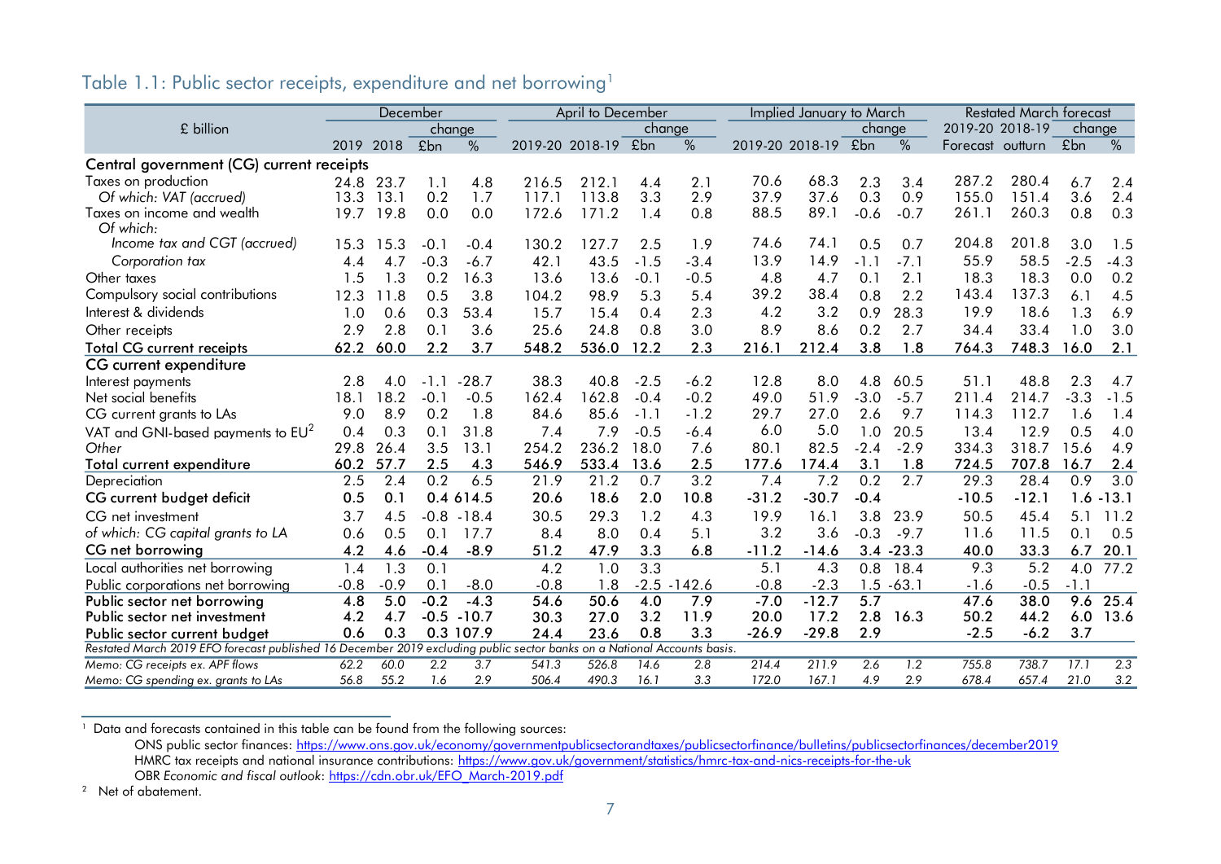## Table 1.1: Public sector receipts, expenditure and net borrowing[1]

| £ billion | December | | | | April to December | | | | Implied January to March | | | | Restated March forecast | | | |
|---|---|---|---|---|---|---|---|---|---|---|---|---|---|---|---|---|
| | | | change | | | | change | | | | change | | 2019-20 | 2018-19 | change | |
| | 2019 | 2018 | £bn | % | 2019-20 | 2018-19 | £bn | % | 2019-20 | 2018-19 | £bn | % | Forecast | outturn | £bn | % |
| **Central government (CG) current receipts** | | | | | | | | | | | | | | | | |
| Taxes on production | 24.8 | 23.7 | 1.1 | 4.8 | 216.5 | 212.1 | 4.4 | 2.1 | 70.6 | 68.3 | 2.3 | 3.4 | 287.2 | 280.4 | 6.7 | 2.4 |
| *Of which: VAT (accrued)* | 13.3 | 13.1 | 0.2 | 1.7 | 117.1 | 113.8 | 3.3 | 2.9 | 37.9 | 37.6 | 0.3 | 0.9 | 155.0 | 151.4 | 3.6 | 2.4 |
| Taxes on income and wealth | 19.7 | 19.8 | 0.0 | 0.0 | 172.6 | 171.2 | 1.4 | 0.8 | 88.5 | 89.1 | -0.6 | -0.7 | 261.1 | 260.3 | 0.8 | 0.3 |
| *Of which:* | | | | | | | | | | | | | | | | |
| *Income tax and CGT (accrued)* | 15.3 | 15.3 | -0.1 | -0.4 | 130.2 | 127.7 | 2.5 | 1.9 | 74.6 | 74.1 | 0.5 | 0.7 | 204.8 | 201.8 | 3.0 | 1.5 |
| *Corporation tax* | 4.4 | 4.7 | -0.3 | -6.7 | 42.1 | 43.5 | -1.5 | -3.4 | 13.9 | 14.9 | -1.1 | -7.1 | 55.9 | 58.5 | -2.5 | -4.3 |
| Other taxes | 1.5 | 1.3 | 0.2 | 16.3 | 13.6 | 13.6 | -0.1 | -0.5 | 4.8 | 4.7 | 0.1 | 2.1 | 18.3 | 18.3 | 0.0 | 0.2 |
| Compulsory social contributions | 12.3 | 11.8 | 0.5 | 3.8 | 104.2 | 98.9 | 5.3 | 5.4 | 39.2 | 38.4 | 0.8 | 2.2 | 143.4 | 137.3 | 6.1 | 4.5 |
| Interest & dividends | 1.0 | 0.6 | 0.3 | 53.4 | 15.7 | 15.4 | 0.4 | 2.3 | 4.2 | 3.2 | 0.9 | 28.3 | 19.9 | 18.6 | 1.3 | 6.9 |
| Other receipts | 2.9 | 2.8 | 0.1 | 3.6 | 25.6 | 24.8 | 0.8 | 3.0 | 8.9 | 8.6 | 0.2 | 2.7 | 34.4 | 33.4 | 1.0 | 3.0 |
| **Total CG current receipts** | **62.2** | **60.0** | **2.2** | **3.7** | **548.2** | **536.0** | **12.2** | **2.3** | **216.1** | **212.4** | **3.8** | **1.8** | **764.3** | **748.3** | **16.0** | **2.1** |
| **CG current expenditure** | | | | | | | | | | | | | | | | |
| Interest payments | 2.8 | 4.0 | -1.1 | -28.7 | 38.3 | 40.8 | -2.5 | -6.2 | 12.8 | 8.0 | 4.8 | 60.5 | 51.1 | 48.8 | 2.3 | 4.7 |
| Net social benefits | 18.1 | 18.2 | -0.1 | -0.5 | 162.4 | 162.8 | -0.4 | -0.2 | 49.0 | 51.9 | -3.0 | -5.7 | 211.4 | 214.7 | -3.3 | -1.5 |
| CG current grants to LAs | 9.0 | 8.9 | 0.2 | 1.8 | 84.6 | 85.6 | -1.1 | -1.2 | 29.7 | 27.0 | 2.6 | 9.7 | 114.3 | 112.7 | 1.6 | 1.4 |
| VAT and GNI-based payments to EU[2] | 0.4 | 0.3 | 0.1 | 31.8 | 7.4 | 7.9 | -0.5 | -6.4 | 6.0 | 5.0 | 1.0 | 20.5 | 13.4 | 12.9 | 0.5 | 4.0 |
| *Other* | 29.8 | 26.4 | 3.5 | 13.1 | 254.2 | 236.2 | 18.0 | 7.6 | 80.1 | 82.5 | -2.4 | -2.9 | 334.3 | 318.7 | 15.6 | 4.9 |
| **Total current expenditure** | **60.2** | **57.7** | **2.5** | **4.3** | **546.9** | **533.4** | **13.6** | **2.5** | **177.6** | **174.4** | **3.1** | **1.8** | **724.5** | **707.8** | **16.7** | **2.4** |
| Depreciation | 2.5 | 2.4 | 0.2 | 6.5 | 21.9 | 21.2 | 0.7 | 3.2 | 7.4 | 7.2 | 0.2 | 2.7 | 29.3 | 28.4 | 0.9 | 3.0 |
| **CG current budget deficit** | **0.5** | **0.1** | **0.4** | **614.5** | **20.6** | **18.6** | **2.0** | **10.8** | **-31.2** | **-30.7** | **-0.4** | | **-10.5** | **-12.1** | **1.6** | **-13.1** |
| CG net investment | 3.7 | 4.5 | -0.8 | -18.4 | 30.5 | 29.3 | 1.2 | 4.3 | 19.9 | 16.1 | 3.8 | 23.9 | 50.5 | 45.4 | 5.1 | 11.2 |
| *of which: CG capital grants to LA* | 0.6 | 0.5 | 0.1 | 17.7 | 8.4 | 8.0 | 0.4 | 5.1 | 3.2 | 3.6 | -0.3 | -9.7 | 11.6 | 11.5 | 0.1 | 0.5 |
| **CG net borrowing** | **4.2** | **4.6** | **-0.4** | **-8.9** | **51.2** | **47.9** | **3.3** | **6.8** | **-11.2** | **-14.6** | **3.4** | **-23.3** | **40.0** | **33.3** | **6.7** | **20.1** |
| Local authorities net borrowing | 1.4 | 1.3 | 0.1 | | 4.2 | 1.0 | 3.3 | | 5.1 | 4.3 | 0.8 | 18.4 | 9.3 | 5.2 | 4.0 | 77.2 |
| Public corporations net borrowing | -0.8 | -0.9 | 0.1 | -8.0 | -0.8 | 1.8 | -2.5 | -142.6 | -0.8 | -2.3 | 1.5 | -63.1 | -1.6 | -0.5 | -1.1 | |
| **Public sector net borrowing** | **4.8** | **5.0** | **-0.2** | **-4.3** | **54.6** | **50.6** | **4.0** | **7.9** | **-7.0** | **-12.7** | **5.7** | | **47.6** | **38.0** | **9.6** | **25.4** |
| **Public sector net investment** | **4.2** | **4.7** | **-0.5** | **-10.7** | **30.3** | **27.0** | **3.2** | **11.9** | **20.0** | **17.2** | **2.8** | **16.3** | **50.2** | **44.2** | **6.0** | **13.6** |
| **Public sector current budget** | **0.6** | **0.3** | **0.3** | **107.9** | **24.4** | **23.6** | **0.8** | **3.3** | **-26.9** | **-29.8** | **2.9** | | **-2.5** | **-6.2** | **3.7** | |
| *Restated March 2019 EFO forecast published 16 December 2019 excluding public sector banks on a National Accounts basis.* | | | | | | | | | | | | | | | | |
| *Memo: CG receipts ex. APF flows* | *62.2* | *60.0* | *2.2* | *3.7* | *541.3* | *526.8* | *14.6* | *2.8* | *214.4* | *211.9* | *2.6* | *1.2* | *755.8* | *738.7* | *17.1* | *2.3* |
| *Memo: CG spending ex. grants to LAs* | *56.8* | *55.2* | *1.6* | *2.9* | *506.4* | *490.3* | *16.1* | *3.3* | *172.0* | *167.1* | *4.9* | *2.9* | *678.4* | *657.4* | *21.0* | *3.2* |

[1] Data and forecasts contained in this table can be found from the following sources:
ONS public sector finances: https://www.ons.gov.uk/economy/governmentpublicsectorandtaxes/publicsectorfinance/bulletins/publicsectorfinances/december2019
HMRC tax receipts and national insurance contributions: https://www.gov.uk/government/statistics/hmrc-tax-and-nics-receipts-for-the-uk
OBR *Economic and fiscal outlook*: https://cdn.obr.uk/EFO_March-2019.pdf

[2] Net of abatement.